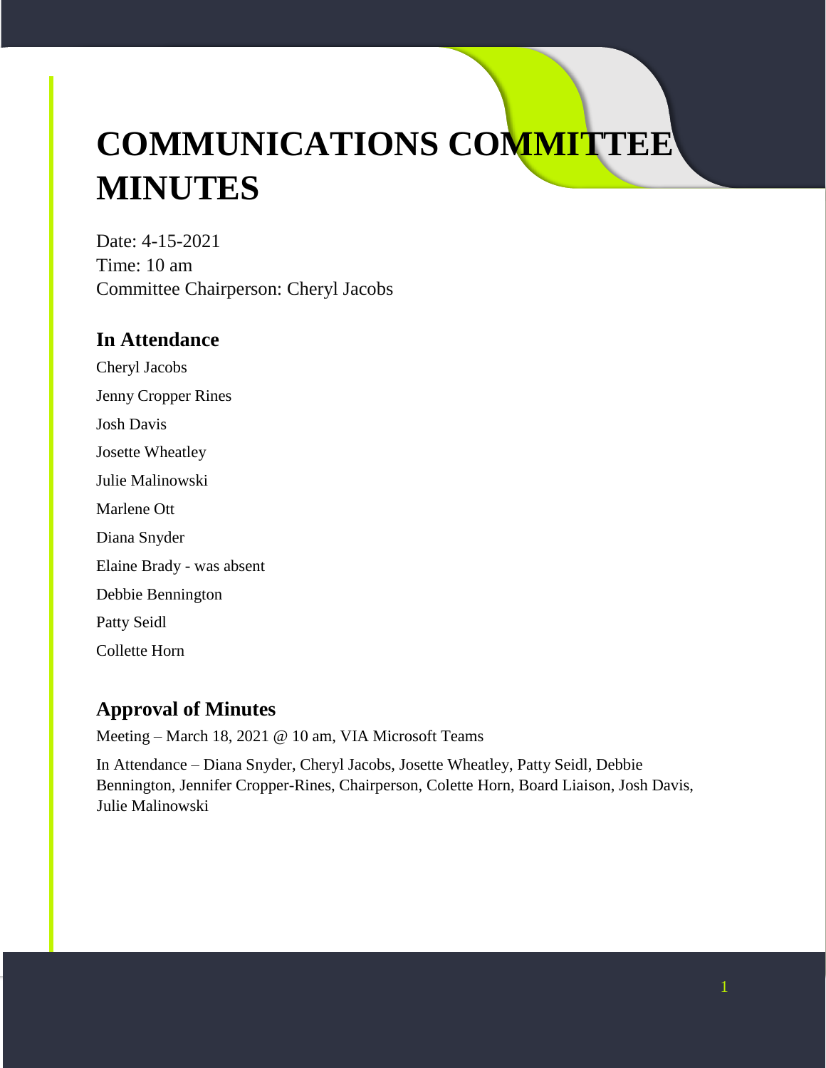# COMMUNICATIONS COMMITTEE MINUTES

Date: 4-15-2021
Time: 10 am
Committee Chairperson: Cheryl Jacobs

## In Attendance

Cheryl Jacobs

Jenny Cropper Rines

Josh Davis

Josette Wheatley

Julie Malinowski

Marlene Ott

Diana Snyder

Elaine Brady - was absent

Debbie Bennington

Patty Seidl

Collette Horn

## Approval of Minutes

Meeting – March 18, 2021 @ 10 am, VIA Microsoft Teams

In Attendance – Diana Snyder, Cheryl Jacobs, Josette Wheatley, Patty Seidl, Debbie Bennington, Jennifer Cropper-Rines, Chairperson, Colette Horn, Board Liaison, Josh Davis, Julie Malinowski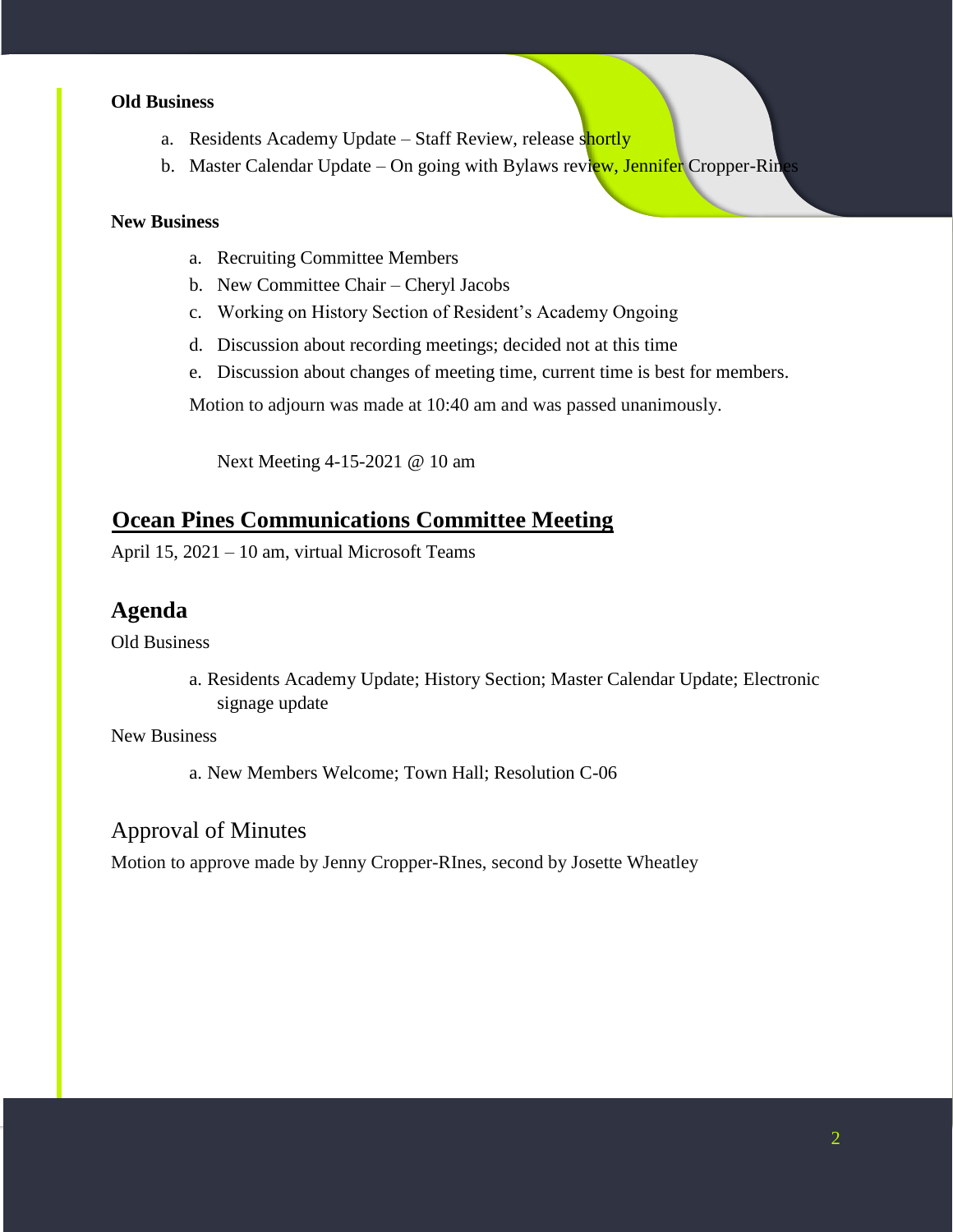**Old Business**

a. Residents Academy Update – Staff Review, release shortly
b. Master Calendar Update – On going with Bylaws review, Jennifer Cropper-Rines

**New Business**

a. Recruiting Committee Members
b. New Committee Chair – Cheryl Jacobs
c. Working on History Section of Resident's Academy Ongoing
d. Discussion about recording meetings; decided not at this time
e. Discussion about changes of meeting time, current time is best for members.

Motion to adjourn was made at 10:40 am and was passed unanimously.

Next Meeting 4-15-2021 @ 10 am

## Ocean Pines Communications Committee Meeting

April 15, 2021 – 10 am, virtual Microsoft Teams

## Agenda

Old Business

a. Residents Academy Update; History Section; Master Calendar Update; Electronic signage update

New Business

a. New Members Welcome; Town Hall; Resolution C-06

## Approval of Minutes

Motion to approve made by Jenny Cropper-RInes, second by Josette Wheatley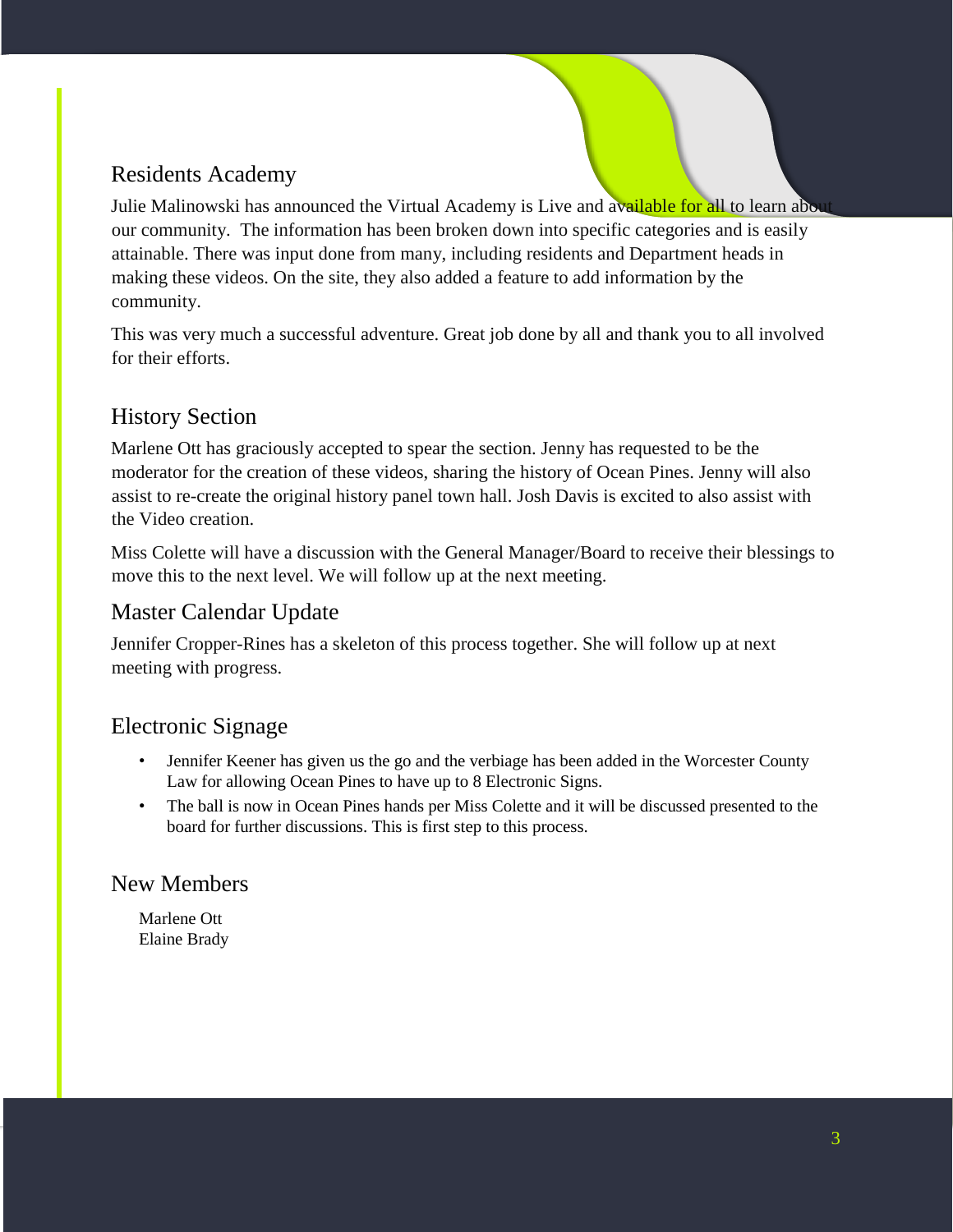## Residents Academy

Julie Malinowski has announced the Virtual Academy is Live and available for all to learn about our community. The information has been broken down into specific categories and is easily attainable. There was input done from many, including residents and Department heads in making these videos. On the site, they also added a feature to add information by the community.

This was very much a successful adventure. Great job done by all and thank you to all involved for their efforts.

## History Section

Marlene Ott has graciously accepted to spear the section. Jenny has requested to be the moderator for the creation of these videos, sharing the history of Ocean Pines. Jenny will also assist to re-create the original history panel town hall. Josh Davis is excited to also assist with the Video creation.

Miss Colette will have a discussion with the General Manager/Board to receive their blessings to move this to the next level. We will follow up at the next meeting.

## Master Calendar Update

Jennifer Cropper-Rines has a skeleton of this process together. She will follow up at next meeting with progress.

## Electronic Signage

- Jennifer Keener has given us the go and the verbiage has been added in the Worcester County Law for allowing Ocean Pines to have up to 8 Electronic Signs.
- The ball is now in Ocean Pines hands per Miss Colette and it will be discussed presented to the board for further discussions. This is first step to this process.

## New Members

Marlene Ott
Elaine Brady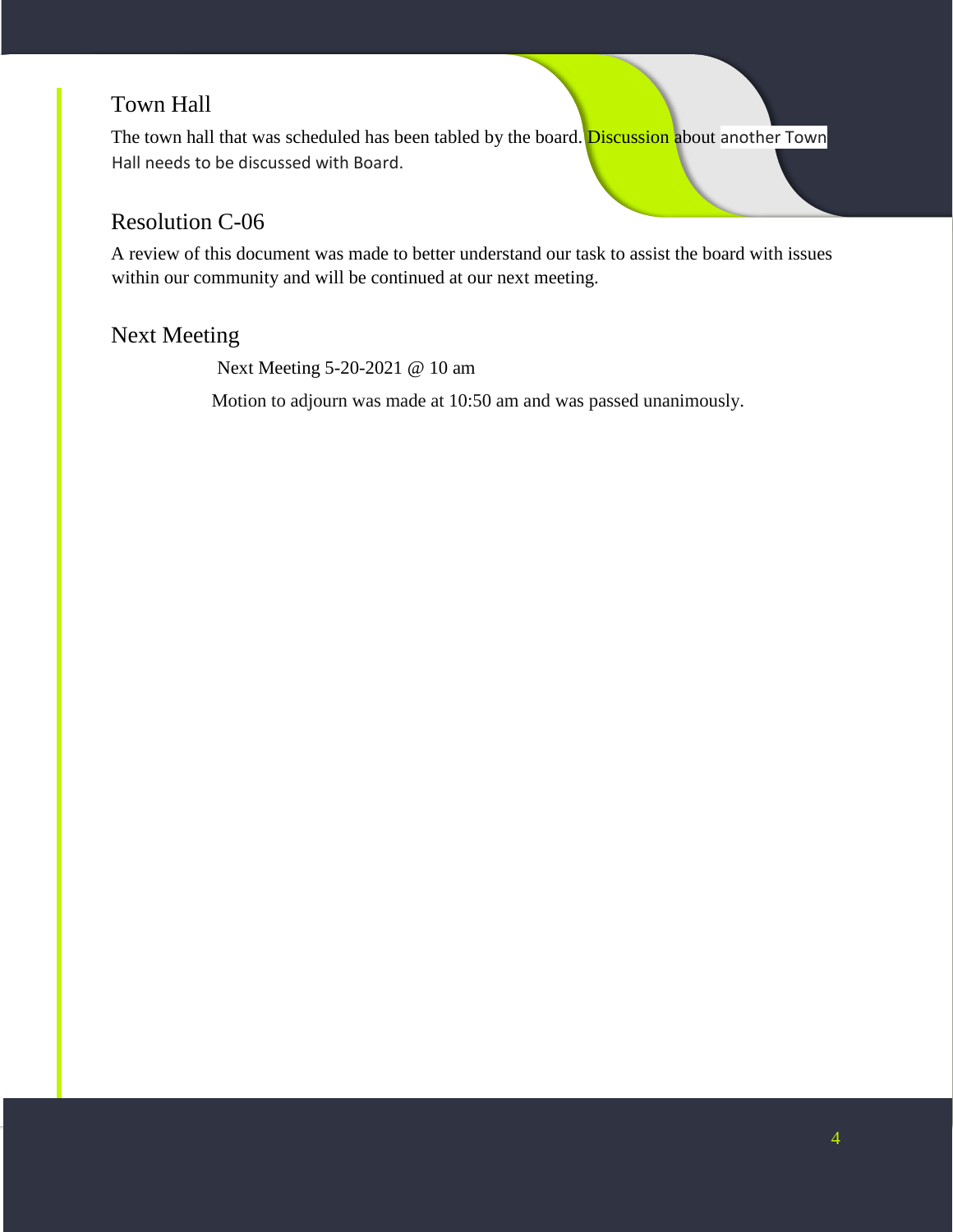## Town Hall

The town hall that was scheduled has been tabled by the board. Discussion about another Town Hall needs to be discussed with Board.

## Resolution C-06

A review of this document was made to better understand our task to assist the board with issues within our community and will be continued at our next meeting.

## Next Meeting

Next Meeting 5-20-2021 @ 10 am

Motion to adjourn was made at 10:50 am and was passed unanimously.